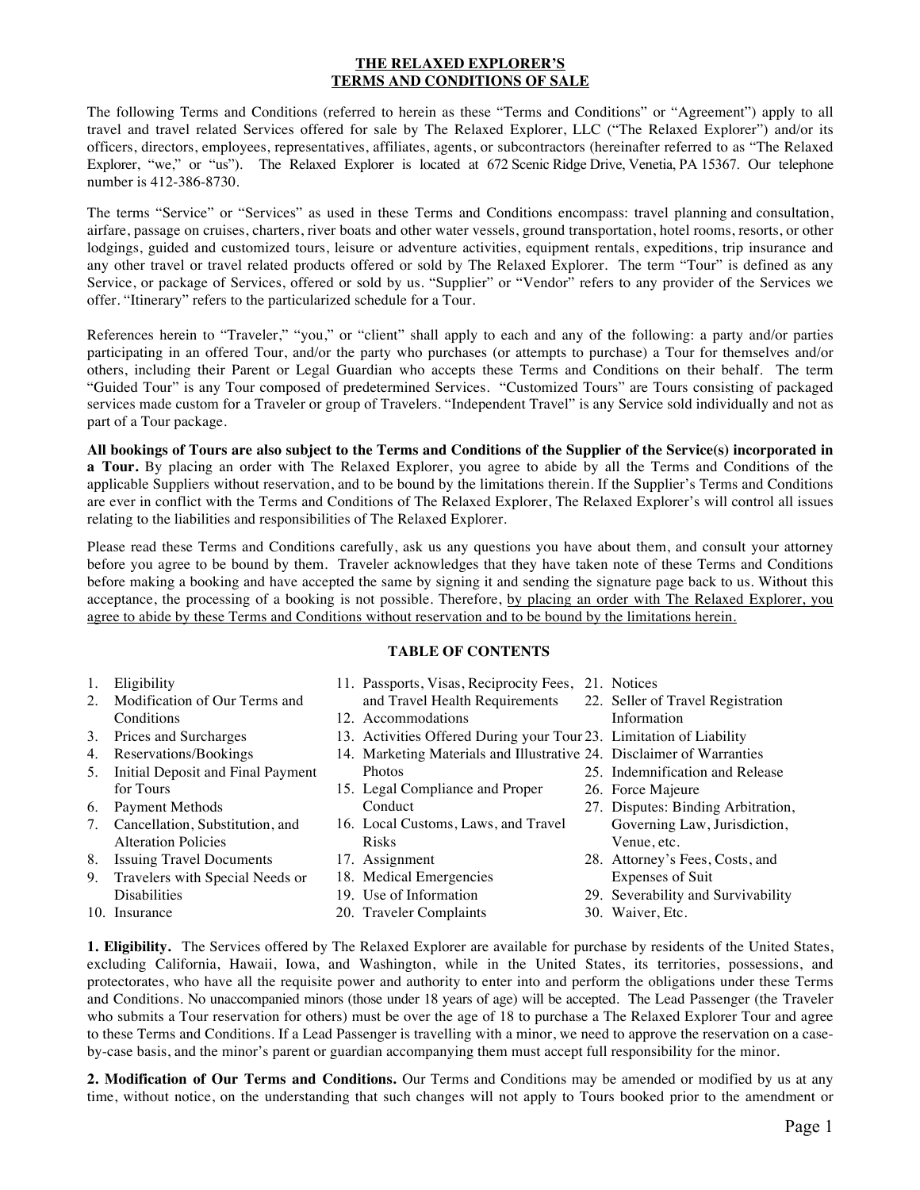# THE RELAXED EXPLORER'S TERMS AND CONDITIONS OF SALE

The following Terms and Conditions (referred to herein as these "Terms and Conditions" or "Agreement") apply to all travel and travel related Services offered for sale by The Relaxed Explorer, LLC ("The Relaxed Explorer") and/or its officers, directors, employees, representatives, affiliates, agents, or subcontractors (hereinafter referred to as "The Relaxed Explorer, "we," or "us"). The Relaxed Explorer is located at 672 Scenic Ridge Drive, Venetia, PA 15367. Our telephone number is 412-386-8730.

The terms "Service" or "Services" as used in these Terms and Conditions encompass: travel planning and consultation, airfare, passage on cruises, charters, river boats and other water vessels, ground transportation, hotel rooms, resorts, or other lodgings, guided and customized tours, leisure or adventure activities, equipment rentals, expeditions, trip insurance and any other travel or travel related products offered or sold by The Relaxed Explorer. The term "Tour" is defined as any Service, or package of Services, offered or sold by us. "Supplier" or "Vendor" refers to any provider of the Services we offer. "Itinerary" refers to the particularized schedule for a Tour.

References herein to "Traveler," "you," or "client" shall apply to each and any of the following: a party and/or parties participating in an offered Tour, and/or the party who purchases (or attempts to purchase) a Tour for themselves and/or others, including their Parent or Legal Guardian who accepts these Terms and Conditions on their behalf. The term "Guided Tour" is any Tour composed of predetermined Services. "Customized Tours" are Tours consisting of packaged services made custom for a Traveler or group of Travelers. "Independent Travel" is any Service sold individually and not as part of a Tour package.

**All bookings of Tours are also subject to the Terms and Conditions of the Supplier of the Service(s) incorporated in a Tour.** By placing an order with The Relaxed Explorer, you agree to abide by all the Terms and Conditions of the applicable Suppliers without reservation, and to be bound by the limitations therein. If the Supplier's Terms and Conditions are ever in conflict with the Terms and Conditions of The Relaxed Explorer, The Relaxed Explorer's will control all issues relating to the liabilities and responsibilities of The Relaxed Explorer.

Please read these Terms and Conditions carefully, ask us any questions you have about them, and consult your attorney before you agree to be bound by them. Traveler acknowledges that they have taken note of these Terms and Conditions before making a booking and have accepted the same by signing it and sending the signature page back to us. Without this acceptance, the processing of a booking is not possible. Therefore, by placing an order with The Relaxed Explorer, you agree to abide by these Terms and Conditions without reservation and to be bound by the limitations herein.

## TABLE OF CONTENTS

1. Eligibility
2. Modification of Our Terms and Conditions
3. Prices and Surcharges
4. Reservations/Bookings
5. Initial Deposit and Final Payment for Tours
6. Payment Methods
7. Cancellation, Substitution, and Alteration Policies
8. Issuing Travel Documents
9. Travelers with Special Needs or Disabilities
10. Insurance
11. Passports, Visas, Reciprocity Fees, and Travel Health Requirements
12. Accommodations
13. Activities Offered During your Tour
14. Marketing Materials and Illustrative Photos
15. Legal Compliance and Proper Conduct
16. Local Customs, Laws, and Travel Risks
17. Assignment
18. Medical Emergencies
19. Use of Information
20. Traveler Complaints
21. Notices
22. Seller of Travel Registration Information
23. Limitation of Liability
24. Disclaimer of Warranties
25. Indemnification and Release
26. Force Majeure
27. Disputes: Binding Arbitration, Governing Law, Jurisdiction, Venue, etc.
28. Attorney's Fees, Costs, and Expenses of Suit
29. Severability and Survivability
30. Waiver, Etc.

**1. Eligibility.** The Services offered by The Relaxed Explorer are available for purchase by residents of the United States, excluding California, Hawaii, Iowa, and Washington, while in the United States, its territories, possessions, and protectorates, who have all the requisite power and authority to enter into and perform the obligations under these Terms and Conditions. No unaccompanied minors (those under 18 years of age) will be accepted. The Lead Passenger (the Traveler who submits a Tour reservation for others) must be over the age of 18 to purchase a The Relaxed Explorer Tour and agree to these Terms and Conditions. If a Lead Passenger is travelling with a minor, we need to approve the reservation on a case-by-case basis, and the minor's parent or guardian accompanying them must accept full responsibility for the minor.

**2. Modification of Our Terms and Conditions.** Our Terms and Conditions may be amended or modified by us at any time, without notice, on the understanding that such changes will not apply to Tours booked prior to the amendment or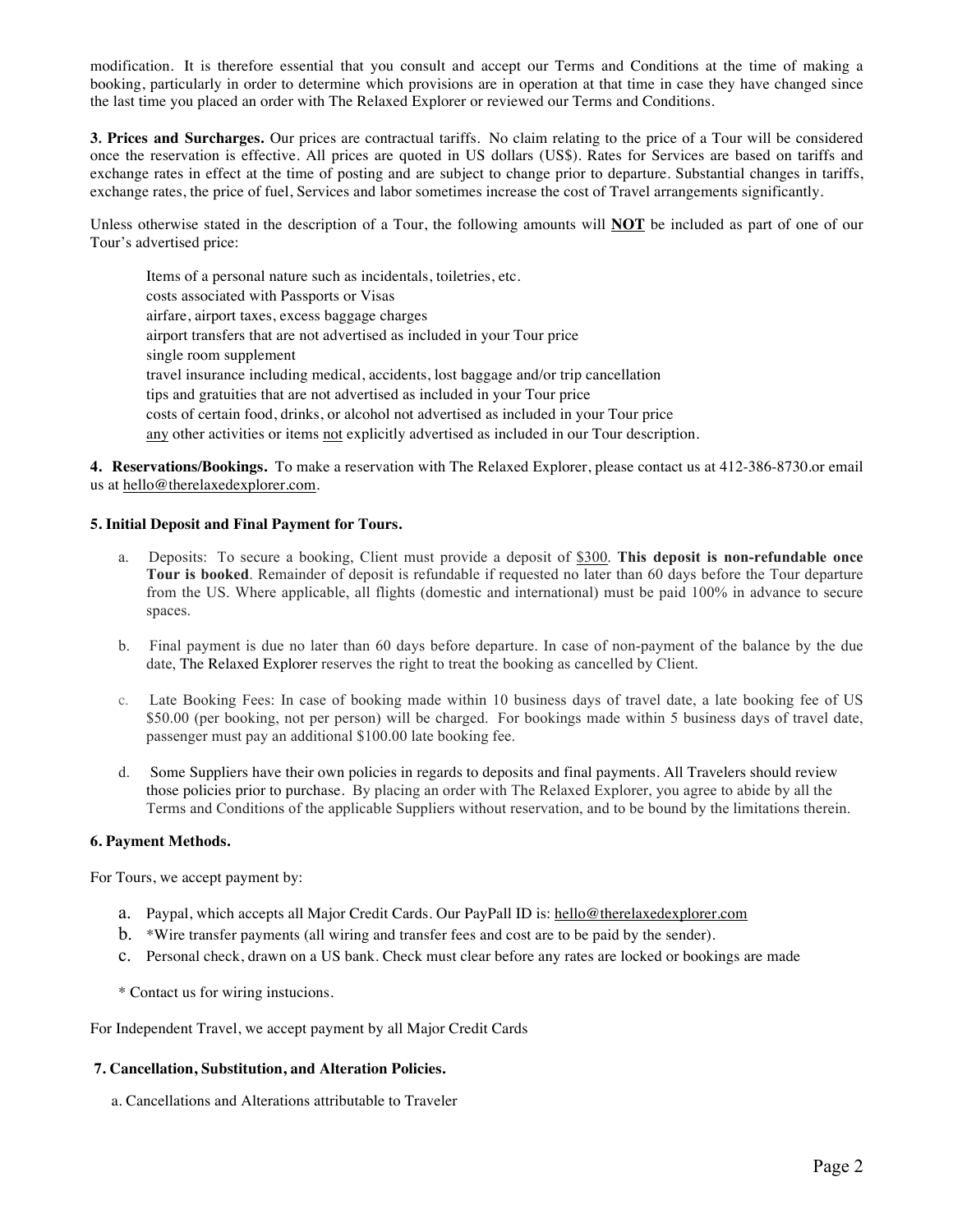modification. It is therefore essential that you consult and accept our Terms and Conditions at the time of making a booking, particularly in order to determine which provisions are in operation at that time in case they have changed since the last time you placed an order with The Relaxed Explorer or reviewed our Terms and Conditions.

**3. Prices and Surcharges.** Our prices are contractual tariffs. No claim relating to the price of a Tour will be considered once the reservation is effective. All prices are quoted in US dollars (US$). Rates for Services are based on tariffs and exchange rates in effect at the time of posting and are subject to change prior to departure. Substantial changes in tariffs, exchange rates, the price of fuel, Services and labor sometimes increase the cost of Travel arrangements significantly.

Unless otherwise stated in the description of a Tour, the following amounts will <u>**NOT**</u> be included as part of one of our Tour's advertised price:

Items of a personal nature such as incidentals, toiletries, etc.
costs associated with Passports or Visas
airfare, airport taxes, excess baggage charges
airport transfers that are not advertised as included in your Tour price
single room supplement
travel insurance including medical, accidents, lost baggage and/or trip cancellation
tips and gratuities that are not advertised as included in your Tour price
costs of certain food, drinks, or alcohol not advertised as included in your Tour price
<u>any</u> other activities or items <u>not</u> explicitly advertised as included in our Tour description.

**4. Reservations/Bookings.** To make a reservation with The Relaxed Explorer, please contact us at 412-386-8730.or email us at <u>hello@therelaxedexplorer.com</u>.

**5. Initial Deposit and Final Payment for Tours.**

a. Deposits: To secure a booking, Client must provide a deposit of <u>$300</u>. **This deposit is non-refundable once Tour is booked**. Remainder of deposit is refundable if requested no later than 60 days before the Tour departure from the US. Where applicable, all flights (domestic and international) must be paid 100% in advance to secure spaces.

b. Final payment is due no later than 60 days before departure. In case of non-payment of the balance by the due date, The Relaxed Explorer reserves the right to treat the booking as cancelled by Client.

c. Late Booking Fees: In case of booking made within 10 business days of travel date, a late booking fee of US $50.00 (per booking, not per person) will be charged. For bookings made within 5 business days of travel date, passenger must pay an additional $100.00 late booking fee.

d. Some Suppliers have their own policies in regards to deposits and final payments. All Travelers should review those policies prior to purchase. By placing an order with The Relaxed Explorer, you agree to abide by all the Terms and Conditions of the applicable Suppliers without reservation, and to be bound by the limitations therein.

**6. Payment Methods.**

For Tours, we accept payment by:

a. Paypal, which accepts all Major Credit Cards. Our PayPall ID is: <u>hello@therelaxedexplorer.com</u>
b. *Wire transfer payments (all wiring and transfer fees and cost are to be paid by the sender).
c. Personal check, drawn on a US bank. Check must clear before any rates are locked or bookings are made

\* Contact us for wiring instucions.

For Independent Travel, we accept payment by all Major Credit Cards

**7. Cancellation, Substitution, and Alteration Policies.**

a. Cancellations and Alterations attributable to Traveler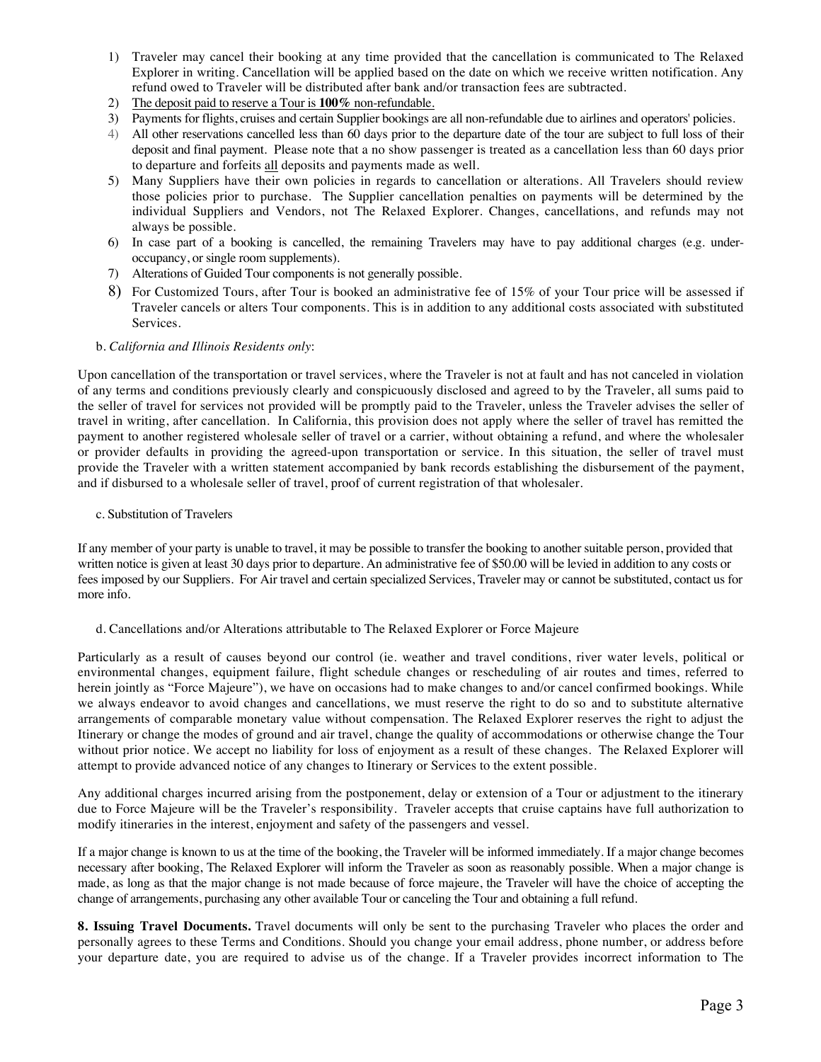1) Traveler may cancel their booking at any time provided that the cancellation is communicated to The Relaxed Explorer in writing. Cancellation will be applied based on the date on which we receive written notification. Any refund owed to Traveler will be distributed after bank and/or transaction fees are subtracted.
2) The deposit paid to reserve a Tour is **100%** non-refundable.
3) Payments for flights, cruises and certain Supplier bookings are all non-refundable due to airlines and operators' policies.
4) All other reservations cancelled less than 60 days prior to the departure date of the tour are subject to full loss of their deposit and final payment. Please note that a no show passenger is treated as a cancellation less than 60 days prior to departure and forfeits all deposits and payments made as well.
5) Many Suppliers have their own policies in regards to cancellation or alterations. All Travelers should review those policies prior to purchase. The Supplier cancellation penalties on payments will be determined by the individual Suppliers and Vendors, not The Relaxed Explorer. Changes, cancellations, and refunds may not always be possible.
6) In case part of a booking is cancelled, the remaining Travelers may have to pay additional charges (e.g. under-occupancy, or single room supplements).
7) Alterations of Guided Tour components is not generally possible.
8) For Customized Tours, after Tour is booked an administrative fee of 15% of your Tour price will be assessed if Traveler cancels or alters Tour components. This is in addition to any additional costs associated with substituted Services.

b. *California and Illinois Residents only*:

Upon cancellation of the transportation or travel services, where the Traveler is not at fault and has not canceled in violation of any terms and conditions previously clearly and conspicuously disclosed and agreed to by the Traveler, all sums paid to the seller of travel for services not provided will be promptly paid to the Traveler, unless the Traveler advises the seller of travel in writing, after cancellation. In California, this provision does not apply where the seller of travel has remitted the payment to another registered wholesale seller of travel or a carrier, without obtaining a refund, and where the wholesaler or provider defaults in providing the agreed-upon transportation or service. In this situation, the seller of travel must provide the Traveler with a written statement accompanied by bank records establishing the disbursement of the payment, and if disbursed to a wholesale seller of travel, proof of current registration of that wholesaler.

c. Substitution of Travelers

If any member of your party is unable to travel, it may be possible to transfer the booking to another suitable person, provided that written notice is given at least 30 days prior to departure. An administrative fee of $50.00 will be levied in addition to any costs or fees imposed by our Suppliers. For Air travel and certain specialized Services, Traveler may or cannot be substituted, contact us for more info.

d. Cancellations and/or Alterations attributable to The Relaxed Explorer or Force Majeure

Particularly as a result of causes beyond our control (ie. weather and travel conditions, river water levels, political or environmental changes, equipment failure, flight schedule changes or rescheduling of air routes and times, referred to herein jointly as "Force Majeure"), we have on occasions had to make changes to and/or cancel confirmed bookings. While we always endeavor to avoid changes and cancellations, we must reserve the right to do so and to substitute alternative arrangements of comparable monetary value without compensation. The Relaxed Explorer reserves the right to adjust the Itinerary or change the modes of ground and air travel, change the quality of accommodations or otherwise change the Tour without prior notice. We accept no liability for loss of enjoyment as a result of these changes. The Relaxed Explorer will attempt to provide advanced notice of any changes to Itinerary or Services to the extent possible.

Any additional charges incurred arising from the postponement, delay or extension of a Tour or adjustment to the itinerary due to Force Majeure will be the Traveler's responsibility. Traveler accepts that cruise captains have full authorization to modify itineraries in the interest, enjoyment and safety of the passengers and vessel.

If a major change is known to us at the time of the booking, the Traveler will be informed immediately. If a major change becomes necessary after booking, The Relaxed Explorer will inform the Traveler as soon as reasonably possible. When a major change is made, as long as that the major change is not made because of force majeure, the Traveler will have the choice of accepting the change of arrangements, purchasing any other available Tour or canceling the Tour and obtaining a full refund.

**8. Issuing Travel Documents.** Travel documents will only be sent to the purchasing Traveler who places the order and personally agrees to these Terms and Conditions. Should you change your email address, phone number, or address before your departure date, you are required to advise us of the change. If a Traveler provides incorrect information to The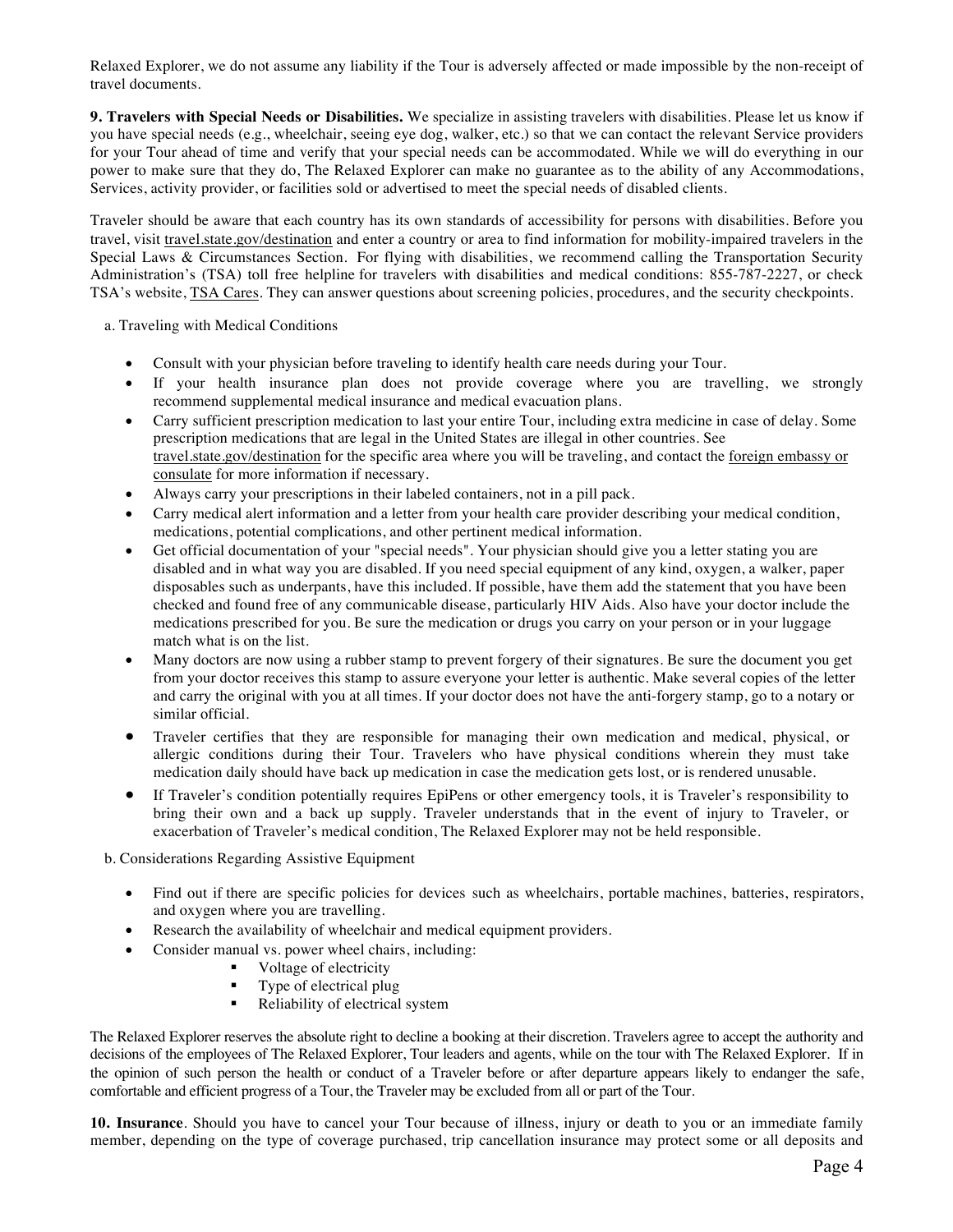Relaxed Explorer, we do not assume any liability if the Tour is adversely affected or made impossible by the non-receipt of travel documents.

**9. Travelers with Special Needs or Disabilities.** We specialize in assisting travelers with disabilities. Please let us know if you have special needs (e.g., wheelchair, seeing eye dog, walker, etc.) so that we can contact the relevant Service providers for your Tour ahead of time and verify that your special needs can be accommodated. While we will do everything in our power to make sure that they do, The Relaxed Explorer can make no guarantee as to the ability of any Accommodations, Services, activity provider, or facilities sold or advertised to meet the special needs of disabled clients.

Traveler should be aware that each country has its own standards of accessibility for persons with disabilities. Before you travel, visit travel.state.gov/destination and enter a country or area to find information for mobility-impaired travelers in the Special Laws & Circumstances Section. For flying with disabilities, we recommend calling the Transportation Security Administration's (TSA) toll free helpline for travelers with disabilities and medical conditions: 855-787-2227, or check TSA's website, TSA Cares. They can answer questions about screening policies, procedures, and the security checkpoints.

a. Traveling with Medical Conditions

- Consult with your physician before traveling to identify health care needs during your Tour.
- If your health insurance plan does not provide coverage where you are travelling, we strongly recommend supplemental medical insurance and medical evacuation plans.
- Carry sufficient prescription medication to last your entire Tour, including extra medicine in case of delay. Some prescription medications that are legal in the United States are illegal in other countries. See travel.state.gov/destination for the specific area where you will be traveling, and contact the foreign embassy or consulate for more information if necessary.
- Always carry your prescriptions in their labeled containers, not in a pill pack.
- Carry medical alert information and a letter from your health care provider describing your medical condition, medications, potential complications, and other pertinent medical information.
- Get official documentation of your "special needs". Your physician should give you a letter stating you are disabled and in what way you are disabled. If you need special equipment of any kind, oxygen, a walker, paper disposables such as underpants, have this included. If possible, have them add the statement that you have been checked and found free of any communicable disease, particularly HIV Aids. Also have your doctor include the medications prescribed for you. Be sure the medication or drugs you carry on your person or in your luggage match what is on the list.
- Many doctors are now using a rubber stamp to prevent forgery of their signatures. Be sure the document you get from your doctor receives this stamp to assure everyone your letter is authentic. Make several copies of the letter and carry the original with you at all times. If your doctor does not have the anti-forgery stamp, go to a notary or similar official.
- Traveler certifies that they are responsible for managing their own medication and medical, physical, or allergic conditions during their Tour. Travelers who have physical conditions wherein they must take medication daily should have back up medication in case the medication gets lost, or is rendered unusable.
- If Traveler's condition potentially requires EpiPens or other emergency tools, it is Traveler's responsibility to bring their own and a back up supply. Traveler understands that in the event of injury to Traveler, or exacerbation of Traveler's medical condition, The Relaxed Explorer may not be held responsible.

b. Considerations Regarding Assistive Equipment

- Find out if there are specific policies for devices such as wheelchairs, portable machines, batteries, respirators, and oxygen where you are travelling.
- Research the availability of wheelchair and medical equipment providers.
- Consider manual vs. power wheel chairs, including:
  - Voltage of electricity
  - Type of electrical plug
  - Reliability of electrical system

The Relaxed Explorer reserves the absolute right to decline a booking at their discretion. Travelers agree to accept the authority and decisions of the employees of The Relaxed Explorer, Tour leaders and agents, while on the tour with The Relaxed Explorer. If in the opinion of such person the health or conduct of a Traveler before or after departure appears likely to endanger the safe, comfortable and efficient progress of a Tour, the Traveler may be excluded from all or part of the Tour.

**10. Insurance**. Should you have to cancel your Tour because of illness, injury or death to you or an immediate family member, depending on the type of coverage purchased, trip cancellation insurance may protect some or all deposits and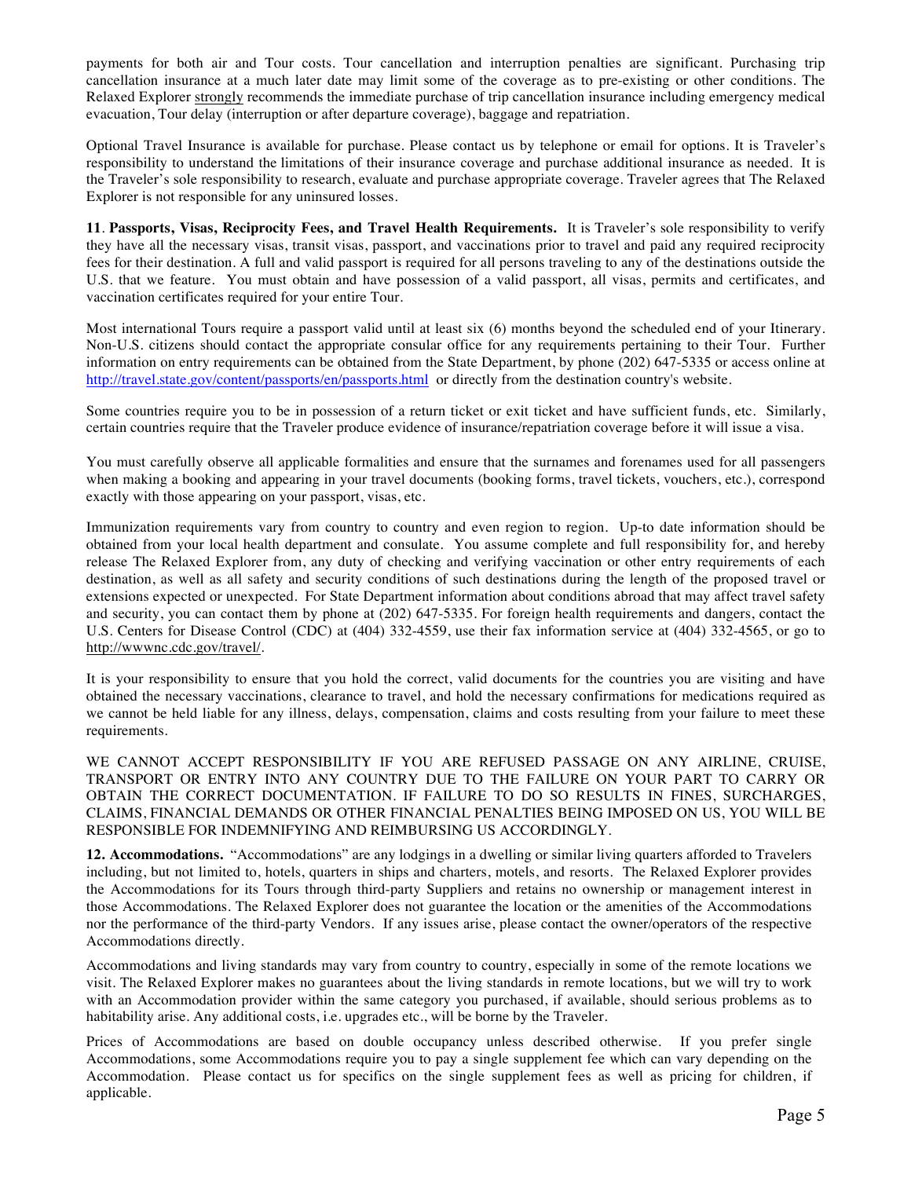payments for both air and Tour costs. Tour cancellation and interruption penalties are significant. Purchasing trip cancellation insurance at a much later date may limit some of the coverage as to pre-existing or other conditions. The Relaxed Explorer strongly recommends the immediate purchase of trip cancellation insurance including emergency medical evacuation, Tour delay (interruption or after departure coverage), baggage and repatriation.

Optional Travel Insurance is available for purchase. Please contact us by telephone or email for options. It is Traveler's responsibility to understand the limitations of their insurance coverage and purchase additional insurance as needed. It is the Traveler's sole responsibility to research, evaluate and purchase appropriate coverage. Traveler agrees that The Relaxed Explorer is not responsible for any uninsured losses.

**11. Passports, Visas, Reciprocity Fees, and Travel Health Requirements.** It is Traveler's sole responsibility to verify they have all the necessary visas, transit visas, passport, and vaccinations prior to travel and paid any required reciprocity fees for their destination. A full and valid passport is required for all persons traveling to any of the destinations outside the U.S. that we feature. You must obtain and have possession of a valid passport, all visas, permits and certificates, and vaccination certificates required for your entire Tour.

Most international Tours require a passport valid until at least six (6) months beyond the scheduled end of your Itinerary. Non-U.S. citizens should contact the appropriate consular office for any requirements pertaining to their Tour. Further information on entry requirements can be obtained from the State Department, by phone (202) 647-5335 or access online at http://travel.state.gov/content/passports/en/passports.html or directly from the destination country's website.

Some countries require you to be in possession of a return ticket or exit ticket and have sufficient funds, etc. Similarly, certain countries require that the Traveler produce evidence of insurance/repatriation coverage before it will issue a visa.

You must carefully observe all applicable formalities and ensure that the surnames and forenames used for all passengers when making a booking and appearing in your travel documents (booking forms, travel tickets, vouchers, etc.), correspond exactly with those appearing on your passport, visas, etc.

Immunization requirements vary from country to country and even region to region. Up-to date information should be obtained from your local health department and consulate. You assume complete and full responsibility for, and hereby release The Relaxed Explorer from, any duty of checking and verifying vaccination or other entry requirements of each destination, as well as all safety and security conditions of such destinations during the length of the proposed travel or extensions expected or unexpected. For State Department information about conditions abroad that may affect travel safety and security, you can contact them by phone at (202) 647-5335. For foreign health requirements and dangers, contact the U.S. Centers for Disease Control (CDC) at (404) 332-4559, use their fax information service at (404) 332-4565, or go to http://wwwnc.cdc.gov/travel/.

It is your responsibility to ensure that you hold the correct, valid documents for the countries you are visiting and have obtained the necessary vaccinations, clearance to travel, and hold the necessary confirmations for medications required as we cannot be held liable for any illness, delays, compensation, claims and costs resulting from your failure to meet these requirements.

WE CANNOT ACCEPT RESPONSIBILITY IF YOU ARE REFUSED PASSAGE ON ANY AIRLINE, CRUISE, TRANSPORT OR ENTRY INTO ANY COUNTRY DUE TO THE FAILURE ON YOUR PART TO CARRY OR OBTAIN THE CORRECT DOCUMENTATION. IF FAILURE TO DO SO RESULTS IN FINES, SURCHARGES, CLAIMS, FINANCIAL DEMANDS OR OTHER FINANCIAL PENALTIES BEING IMPOSED ON US, YOU WILL BE RESPONSIBLE FOR INDEMNIFYING AND REIMBURSING US ACCORDINGLY.

**12. Accommodations.** "Accommodations" are any lodgings in a dwelling or similar living quarters afforded to Travelers including, but not limited to, hotels, quarters in ships and charters, motels, and resorts. The Relaxed Explorer provides the Accommodations for its Tours through third-party Suppliers and retains no ownership or management interest in those Accommodations. The Relaxed Explorer does not guarantee the location or the amenities of the Accommodations nor the performance of the third-party Vendors. If any issues arise, please contact the owner/operators of the respective Accommodations directly.

Accommodations and living standards may vary from country to country, especially in some of the remote locations we visit. The Relaxed Explorer makes no guarantees about the living standards in remote locations, but we will try to work with an Accommodation provider within the same category you purchased, if available, should serious problems as to habitability arise. Any additional costs, i.e. upgrades etc., will be borne by the Traveler.

Prices of Accommodations are based on double occupancy unless described otherwise. If you prefer single Accommodations, some Accommodations require you to pay a single supplement fee which can vary depending on the Accommodation. Please contact us for specifics on the single supplement fees as well as pricing for children, if applicable.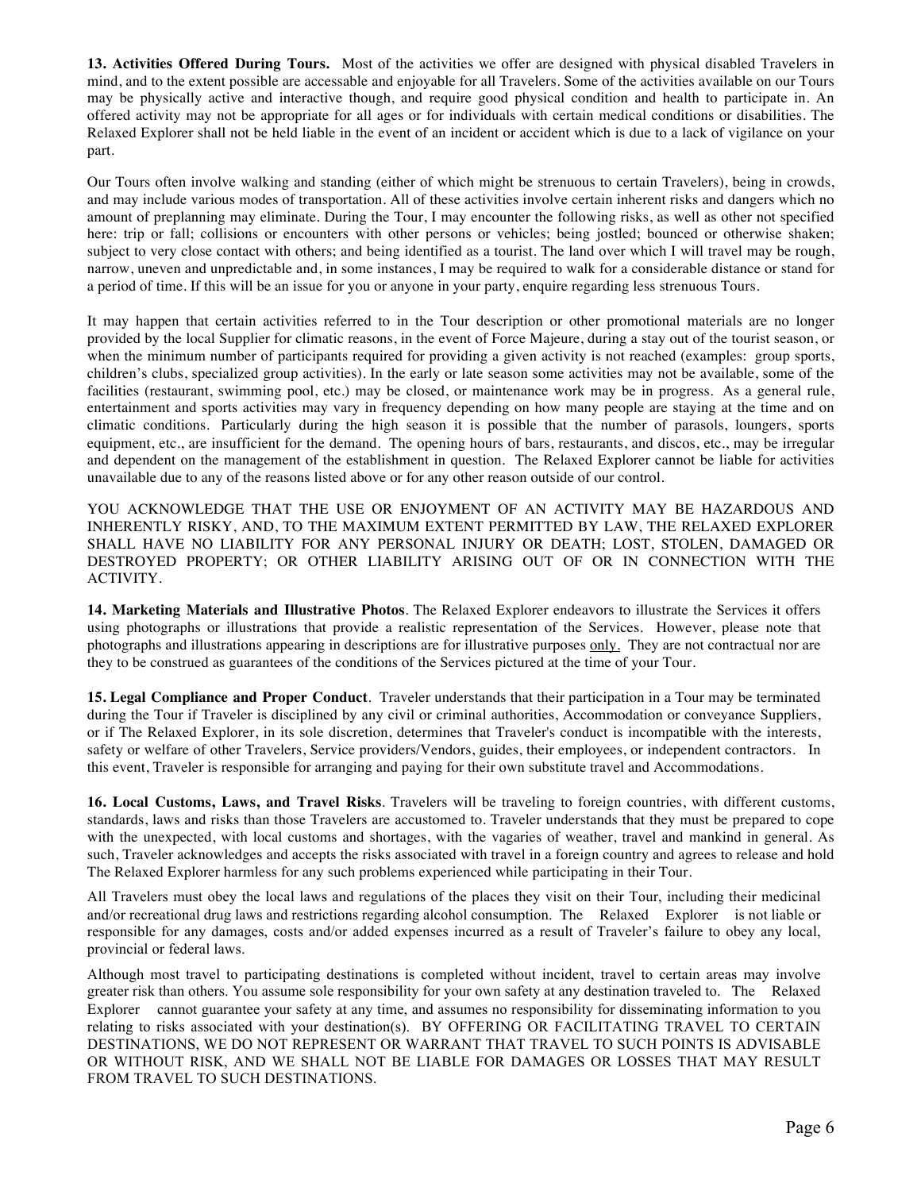**13. Activities Offered During Tours.** Most of the activities we offer are designed with physical disabled Travelers in mind, and to the extent possible are accessable and enjoyable for all Travelers. Some of the activities available on our Tours may be physically active and interactive though, and require good physical condition and health to participate in. An offered activity may not be appropriate for all ages or for individuals with certain medical conditions or disabilities. The Relaxed Explorer shall not be held liable in the event of an incident or accident which is due to a lack of vigilance on your part.

Our Tours often involve walking and standing (either of which might be strenuous to certain Travelers), being in crowds, and may include various modes of transportation. All of these activities involve certain inherent risks and dangers which no amount of preplanning may eliminate. During the Tour, I may encounter the following risks, as well as other not specified here: trip or fall; collisions or encounters with other persons or vehicles; being jostled; bounced or otherwise shaken; subject to very close contact with others; and being identified as a tourist. The land over which I will travel may be rough, narrow, uneven and unpredictable and, in some instances, I may be required to walk for a considerable distance or stand for a period of time. If this will be an issue for you or anyone in your party, enquire regarding less strenuous Tours.

It may happen that certain activities referred to in the Tour description or other promotional materials are no longer provided by the local Supplier for climatic reasons, in the event of Force Majeure, during a stay out of the tourist season, or when the minimum number of participants required for providing a given activity is not reached (examples: group sports, children's clubs, specialized group activities). In the early or late season some activities may not be available, some of the facilities (restaurant, swimming pool, etc.) may be closed, or maintenance work may be in progress. As a general rule, entertainment and sports activities may vary in frequency depending on how many people are staying at the time and on climatic conditions. Particularly during the high season it is possible that the number of parasols, loungers, sports equipment, etc., are insufficient for the demand. The opening hours of bars, restaurants, and discos, etc., may be irregular and dependent on the management of the establishment in question. The Relaxed Explorer cannot be liable for activities unavailable due to any of the reasons listed above or for any other reason outside of our control.

YOU ACKNOWLEDGE THAT THE USE OR ENJOYMENT OF AN ACTIVITY MAY BE HAZARDOUS AND INHERENTLY RISKY, AND, TO THE MAXIMUM EXTENT PERMITTED BY LAW, THE RELAXED EXPLORER SHALL HAVE NO LIABILITY FOR ANY PERSONAL INJURY OR DEATH; LOST, STOLEN, DAMAGED OR DESTROYED PROPERTY; OR OTHER LIABILITY ARISING OUT OF OR IN CONNECTION WITH THE ACTIVITY.

**14. Marketing Materials and Illustrative Photos**. The Relaxed Explorer endeavors to illustrate the Services it offers using photographs or illustrations that provide a realistic representation of the Services. However, please note that photographs and illustrations appearing in descriptions are for illustrative purposes <u>only.</u> They are not contractual nor are they to be construed as guarantees of the conditions of the Services pictured at the time of your Tour.

**15. Legal Compliance and Proper Conduct**. Traveler understands that their participation in a Tour may be terminated during the Tour if Traveler is disciplined by any civil or criminal authorities, Accommodation or conveyance Suppliers, or if The Relaxed Explorer, in its sole discretion, determines that Traveler's conduct is incompatible with the interests, safety or welfare of other Travelers, Service providers/Vendors, guides, their employees, or independent contractors. In this event, Traveler is responsible for arranging and paying for their own substitute travel and Accommodations.

**16. Local Customs, Laws, and Travel Risks**. Travelers will be traveling to foreign countries, with different customs, standards, laws and risks than those Travelers are accustomed to. Traveler understands that they must be prepared to cope with the unexpected, with local customs and shortages, with the vagaries of weather, travel and mankind in general. As such, Traveler acknowledges and accepts the risks associated with travel in a foreign country and agrees to release and hold The Relaxed Explorer harmless for any such problems experienced while participating in their Tour.

All Travelers must obey the local laws and regulations of the places they visit on their Tour, including their medicinal and/or recreational drug laws and restrictions regarding alcohol consumption. The Relaxed Explorer is not liable or responsible for any damages, costs and/or added expenses incurred as a result of Traveler's failure to obey any local, provincial or federal laws.

Although most travel to participating destinations is completed without incident, travel to certain areas may involve greater risk than others. You assume sole responsibility for your own safety at any destination traveled to. The Relaxed Explorer cannot guarantee your safety at any time, and assumes no responsibility for disseminating information to you relating to risks associated with your destination(s). BY OFFERING OR FACILITATING TRAVEL TO CERTAIN DESTINATIONS, WE DO NOT REPRESENT OR WARRANT THAT TRAVEL TO SUCH POINTS IS ADVISABLE OR WITHOUT RISK, AND WE SHALL NOT BE LIABLE FOR DAMAGES OR LOSSES THAT MAY RESULT FROM TRAVEL TO SUCH DESTINATIONS.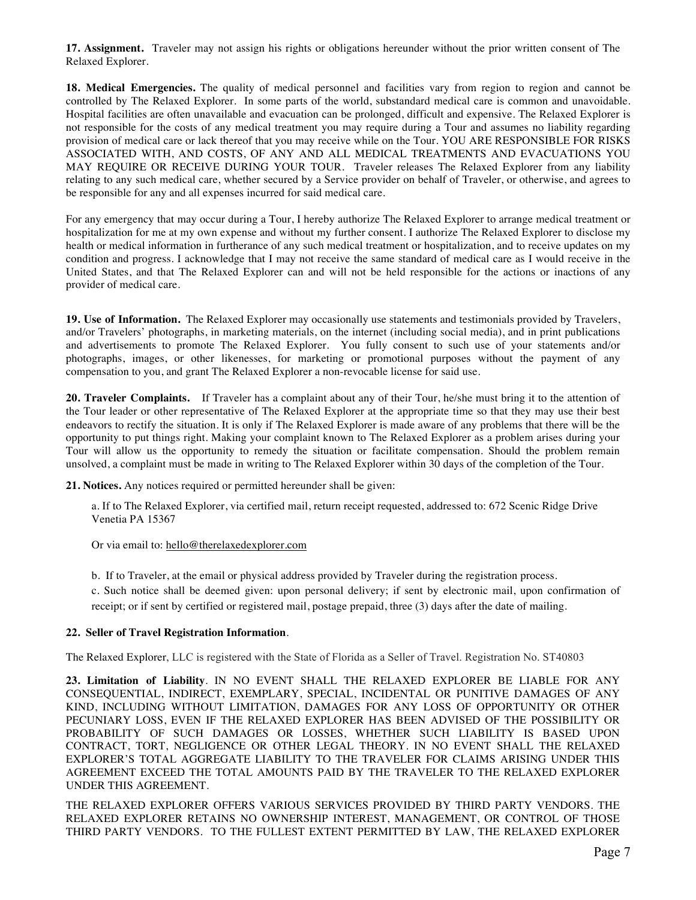**17. Assignment.** Traveler may not assign his rights or obligations hereunder without the prior written consent of The Relaxed Explorer.

**18. Medical Emergencies.** The quality of medical personnel and facilities vary from region to region and cannot be controlled by The Relaxed Explorer. In some parts of the world, substandard medical care is common and unavoidable. Hospital facilities are often unavailable and evacuation can be prolonged, difficult and expensive. The Relaxed Explorer is not responsible for the costs of any medical treatment you may require during a Tour and assumes no liability regarding provision of medical care or lack thereof that you may receive while on the Tour. YOU ARE RESPONSIBLE FOR RISKS ASSOCIATED WITH, AND COSTS, OF ANY AND ALL MEDICAL TREATMENTS AND EVACUATIONS YOU MAY REQUIRE OR RECEIVE DURING YOUR TOUR. Traveler releases The Relaxed Explorer from any liability relating to any such medical care, whether secured by a Service provider on behalf of Traveler, or otherwise, and agrees to be responsible for any and all expenses incurred for said medical care.

For any emergency that may occur during a Tour, I hereby authorize The Relaxed Explorer to arrange medical treatment or hospitalization for me at my own expense and without my further consent. I authorize The Relaxed Explorer to disclose my health or medical information in furtherance of any such medical treatment or hospitalization, and to receive updates on my condition and progress. I acknowledge that I may not receive the same standard of medical care as I would receive in the United States, and that The Relaxed Explorer can and will not be held responsible for the actions or inactions of any provider of medical care.

**19. Use of Information.** The Relaxed Explorer may occasionally use statements and testimonials provided by Travelers, and/or Travelers' photographs, in marketing materials, on the internet (including social media), and in print publications and advertisements to promote The Relaxed Explorer. You fully consent to such use of your statements and/or photographs, images, or other likenesses, for marketing or promotional purposes without the payment of any compensation to you, and grant The Relaxed Explorer a non-revocable license for said use.

**20. Traveler Complaints.** If Traveler has a complaint about any of their Tour, he/she must bring it to the attention of the Tour leader or other representative of The Relaxed Explorer at the appropriate time so that they may use their best endeavors to rectify the situation. It is only if The Relaxed Explorer is made aware of any problems that there will be the opportunity to put things right. Making your complaint known to The Relaxed Explorer as a problem arises during your Tour will allow us the opportunity to remedy the situation or facilitate compensation. Should the problem remain unsolved, a complaint must be made in writing to The Relaxed Explorer within 30 days of the completion of the Tour.

**21. Notices.** Any notices required or permitted hereunder shall be given:

a. If to The Relaxed Explorer, via certified mail, return receipt requested, addressed to: 672 Scenic Ridge Drive Venetia PA 15367

Or via email to: hello@therelaxedexplorer.com

b. If to Traveler, at the email or physical address provided by Traveler during the registration process.

c. Such notice shall be deemed given: upon personal delivery; if sent by electronic mail, upon confirmation of receipt; or if sent by certified or registered mail, postage prepaid, three (3) days after the date of mailing.

**22. Seller of Travel Registration Information**.

The Relaxed Explorer, LLC is registered with the State of Florida as a Seller of Travel. Registration No. ST40803

**23. Limitation of Liability**. IN NO EVENT SHALL THE RELAXED EXPLORER BE LIABLE FOR ANY CONSEQUENTIAL, INDIRECT, EXEMPLARY, SPECIAL, INCIDENTAL OR PUNITIVE DAMAGES OF ANY KIND, INCLUDING WITHOUT LIMITATION, DAMAGES FOR ANY LOSS OF OPPORTUNITY OR OTHER PECUNIARY LOSS, EVEN IF THE RELAXED EXPLORER HAS BEEN ADVISED OF THE POSSIBILITY OR PROBABILITY OF SUCH DAMAGES OR LOSSES, WHETHER SUCH LIABILITY IS BASED UPON CONTRACT, TORT, NEGLIGENCE OR OTHER LEGAL THEORY. IN NO EVENT SHALL THE RELAXED EXPLORER'S TOTAL AGGREGATE LIABILITY TO THE TRAVELER FOR CLAIMS ARISING UNDER THIS AGREEMENT EXCEED THE TOTAL AMOUNTS PAID BY THE TRAVELER TO THE RELAXED EXPLORER UNDER THIS AGREEMENT.

THE RELAXED EXPLORER OFFERS VARIOUS SERVICES PROVIDED BY THIRD PARTY VENDORS. THE RELAXED EXPLORER RETAINS NO OWNERSHIP INTEREST, MANAGEMENT, OR CONTROL OF THOSE THIRD PARTY VENDORS. TO THE FULLEST EXTENT PERMITTED BY LAW, THE RELAXED EXPLORER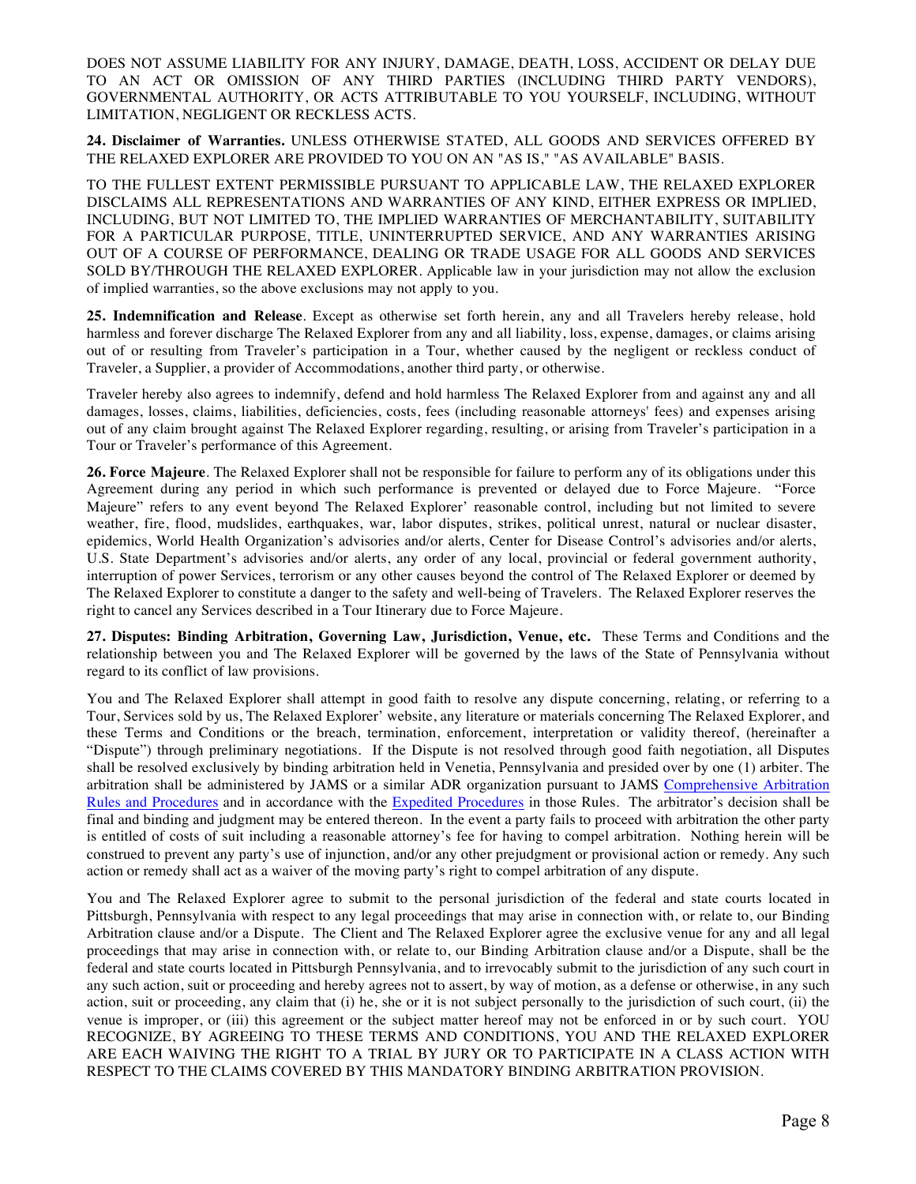DOES NOT ASSUME LIABILITY FOR ANY INJURY, DAMAGE, DEATH, LOSS, ACCIDENT OR DELAY DUE TO AN ACT OR OMISSION OF ANY THIRD PARTIES (INCLUDING THIRD PARTY VENDORS), GOVERNMENTAL AUTHORITY, OR ACTS ATTRIBUTABLE TO YOU YOURSELF, INCLUDING, WITHOUT LIMITATION, NEGLIGENT OR RECKLESS ACTS.

**24. Disclaimer of Warranties.** UNLESS OTHERWISE STATED, ALL GOODS AND SERVICES OFFERED BY THE RELAXED EXPLORER ARE PROVIDED TO YOU ON AN "AS IS," "AS AVAILABLE" BASIS.

TO THE FULLEST EXTENT PERMISSIBLE PURSUANT TO APPLICABLE LAW, THE RELAXED EXPLORER DISCLAIMS ALL REPRESENTATIONS AND WARRANTIES OF ANY KIND, EITHER EXPRESS OR IMPLIED, INCLUDING, BUT NOT LIMITED TO, THE IMPLIED WARRANTIES OF MERCHANTABILITY, SUITABILITY FOR A PARTICULAR PURPOSE, TITLE, UNINTERRUPTED SERVICE, AND ANY WARRANTIES ARISING OUT OF A COURSE OF PERFORMANCE, DEALING OR TRADE USAGE FOR ALL GOODS AND SERVICES SOLD BY/THROUGH THE RELAXED EXPLORER. Applicable law in your jurisdiction may not allow the exclusion of implied warranties, so the above exclusions may not apply to you.

**25. Indemnification and Release**. Except as otherwise set forth herein, any and all Travelers hereby release, hold harmless and forever discharge The Relaxed Explorer from any and all liability, loss, expense, damages, or claims arising out of or resulting from Traveler's participation in a Tour, whether caused by the negligent or reckless conduct of Traveler, a Supplier, a provider of Accommodations, another third party, or otherwise.

Traveler hereby also agrees to indemnify, defend and hold harmless The Relaxed Explorer from and against any and all damages, losses, claims, liabilities, deficiencies, costs, fees (including reasonable attorneys' fees) and expenses arising out of any claim brought against The Relaxed Explorer regarding, resulting, or arising from Traveler's participation in a Tour or Traveler's performance of this Agreement.

**26. Force Majeure**. The Relaxed Explorer shall not be responsible for failure to perform any of its obligations under this Agreement during any period in which such performance is prevented or delayed due to Force Majeure. "Force Majeure" refers to any event beyond The Relaxed Explorer' reasonable control, including but not limited to severe weather, fire, flood, mudslides, earthquakes, war, labor disputes, strikes, political unrest, natural or nuclear disaster, epidemics, World Health Organization's advisories and/or alerts, Center for Disease Control's advisories and/or alerts, U.S. State Department's advisories and/or alerts, any order of any local, provincial or federal government authority, interruption of power Services, terrorism or any other causes beyond the control of The Relaxed Explorer or deemed by The Relaxed Explorer to constitute a danger to the safety and well-being of Travelers. The Relaxed Explorer reserves the right to cancel any Services described in a Tour Itinerary due to Force Majeure.

**27. Disputes: Binding Arbitration, Governing Law, Jurisdiction, Venue, etc.** These Terms and Conditions and the relationship between you and The Relaxed Explorer will be governed by the laws of the State of Pennsylvania without regard to its conflict of law provisions.

You and The Relaxed Explorer shall attempt in good faith to resolve any dispute concerning, relating, or referring to a Tour, Services sold by us, The Relaxed Explorer' website, any literature or materials concerning The Relaxed Explorer, and these Terms and Conditions or the breach, termination, enforcement, interpretation or validity thereof, (hereinafter a "Dispute") through preliminary negotiations. If the Dispute is not resolved through good faith negotiation, all Disputes shall be resolved exclusively by binding arbitration held in Venetia, Pennsylvania and presided over by one (1) arbiter. The arbitration shall be administered by JAMS or a similar ADR organization pursuant to JAMS Comprehensive Arbitration Rules and Procedures and in accordance with the Expedited Procedures in those Rules. The arbitrator's decision shall be final and binding and judgment may be entered thereon. In the event a party fails to proceed with arbitration the other party is entitled of costs of suit including a reasonable attorney's fee for having to compel arbitration. Nothing herein will be construed to prevent any party's use of injunction, and/or any other prejudgment or provisional action or remedy. Any such action or remedy shall act as a waiver of the moving party's right to compel arbitration of any dispute.

You and The Relaxed Explorer agree to submit to the personal jurisdiction of the federal and state courts located in Pittsburgh, Pennsylvania with respect to any legal proceedings that may arise in connection with, or relate to, our Binding Arbitration clause and/or a Dispute. The Client and The Relaxed Explorer agree the exclusive venue for any and all legal proceedings that may arise in connection with, or relate to, our Binding Arbitration clause and/or a Dispute, shall be the federal and state courts located in Pittsburgh Pennsylvania, and to irrevocably submit to the jurisdiction of any such court in any such action, suit or proceeding and hereby agrees not to assert, by way of motion, as a defense or otherwise, in any such action, suit or proceeding, any claim that (i) he, she or it is not subject personally to the jurisdiction of such court, (ii) the venue is improper, or (iii) this agreement or the subject matter hereof may not be enforced in or by such court. YOU RECOGNIZE, BY AGREEING TO THESE TERMS AND CONDITIONS, YOU AND THE RELAXED EXPLORER ARE EACH WAIVING THE RIGHT TO A TRIAL BY JURY OR TO PARTICIPATE IN A CLASS ACTION WITH RESPECT TO THE CLAIMS COVERED BY THIS MANDATORY BINDING ARBITRATION PROVISION.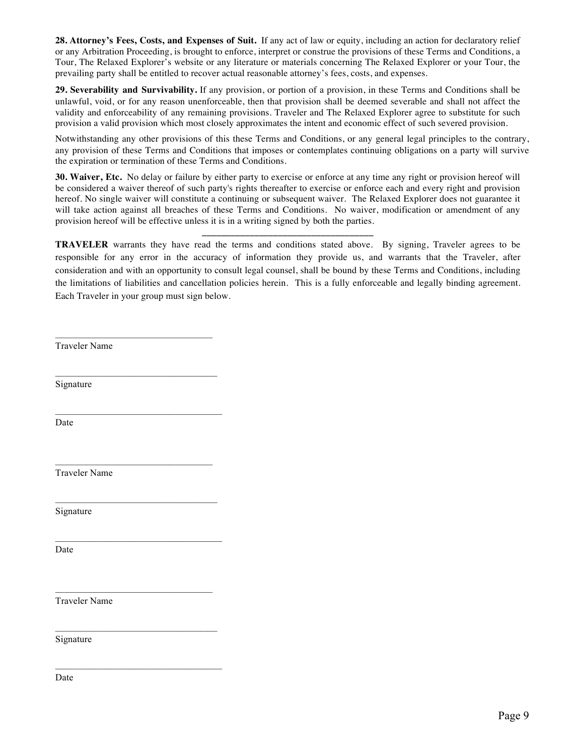**28. Attorney's Fees, Costs, and Expenses of Suit.** If any act of law or equity, including an action for declaratory relief or any Arbitration Proceeding, is brought to enforce, interpret or construe the provisions of these Terms and Conditions, a Tour, The Relaxed Explorer's website or any literature or materials concerning The Relaxed Explorer or your Tour, the prevailing party shall be entitled to recover actual reasonable attorney's fees, costs, and expenses.

**29. Severability and Survivability.** If any provision, or portion of a provision, in these Terms and Conditions shall be unlawful, void, or for any reason unenforceable, then that provision shall be deemed severable and shall not affect the validity and enforceability of any remaining provisions. Traveler and The Relaxed Explorer agree to substitute for such provision a valid provision which most closely approximates the intent and economic effect of such severed provision.

Notwithstanding any other provisions of this these Terms and Conditions, or any general legal principles to the contrary, any provision of these Terms and Conditions that imposes or contemplates continuing obligations on a party will survive the expiration or termination of these Terms and Conditions.

**30. Waiver, Etc.** No delay or failure by either party to exercise or enforce at any time any right or provision hereof will be considered a waiver thereof of such party's rights thereafter to exercise or enforce each and every right and provision hereof. No single waiver will constitute a continuing or subsequent waiver. The Relaxed Explorer does not guarantee it will take action against all breaches of these Terms and Conditions. No waiver, modification or amendment of any provision hereof will be effective unless it is in a writing signed by both the parties.

---

**TRAVELER** warrants they have read the terms and conditions stated above. By signing, Traveler agrees to be responsible for any error in the accuracy of information they provide us, and warrants that the Traveler, after consideration and with an opportunity to consult legal counsel, shall be bound by these Terms and Conditions, including the limitations of liabilities and cancellation policies herein. This is a fully enforceable and legally binding agreement. Each Traveler in your group must sign below.

\_\_\_\_\_\_\_\_\_\_\_\_\_\_\_\_\_\_\_\_\_\_\_\_\_\_\_\_\_\_\_\_
Traveler Name

\_\_\_\_\_\_\_\_\_\_\_\_\_\_\_\_\_\_\_\_\_\_\_\_\_\_\_\_\_\_\_\_
Signature

\_\_\_\_\_\_\_\_\_\_\_\_\_\_\_\_\_\_\_\_\_\_\_\_\_\_\_\_\_\_\_\_
Date

\_\_\_\_\_\_\_\_\_\_\_\_\_\_\_\_\_\_\_\_\_\_\_\_\_\_\_\_\_\_\_\_
Traveler Name

\_\_\_\_\_\_\_\_\_\_\_\_\_\_\_\_\_\_\_\_\_\_\_\_\_\_\_\_\_\_\_\_
Signature

\_\_\_\_\_\_\_\_\_\_\_\_\_\_\_\_\_\_\_\_\_\_\_\_\_\_\_\_\_\_\_\_
Date

\_\_\_\_\_\_\_\_\_\_\_\_\_\_\_\_\_\_\_\_\_\_\_\_\_\_\_\_\_\_\_\_
Traveler Name

\_\_\_\_\_\_\_\_\_\_\_\_\_\_\_\_\_\_\_\_\_\_\_\_\_\_\_\_\_\_\_\_
Signature

\_\_\_\_\_\_\_\_\_\_\_\_\_\_\_\_\_\_\_\_\_\_\_\_\_\_\_\_\_\_\_\_
Date